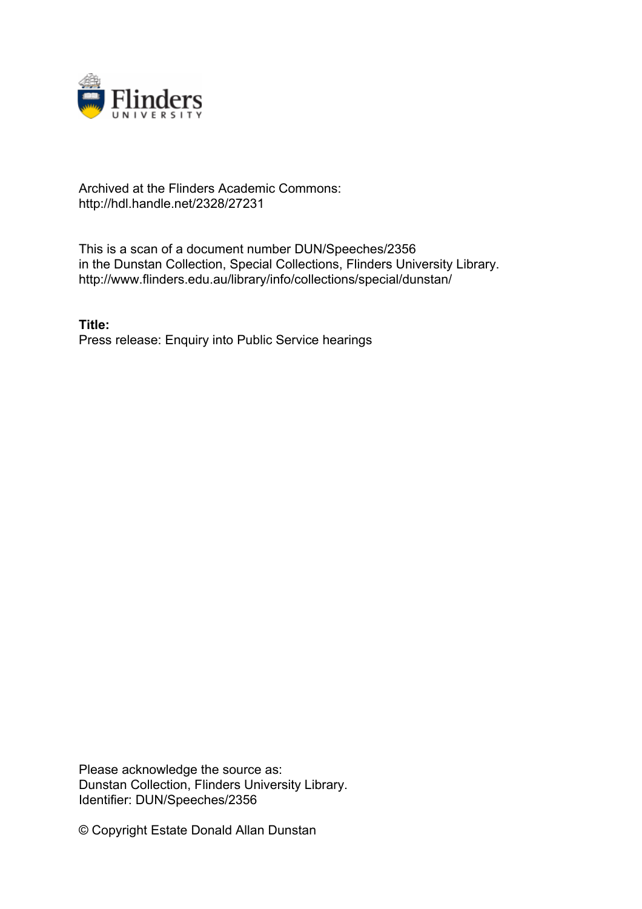Archived at the Flinders Academic Commons:
http://hdl.handle.net/2328/27231

This is a scan of a document number DUN/Speeches/2356
in the Dunstan Collection, Special Collections, Flinders University Library.
http://www.flinders.edu.au/library/info/collections/special/dunstan/

**Title:**
Press release: Enquiry into Public Service hearings

Please acknowledge the source as:
Dunstan Collection, Flinders University Library.
Identifier: DUN/Speeches/2356

© Copyright Estate Donald Allan Dunstan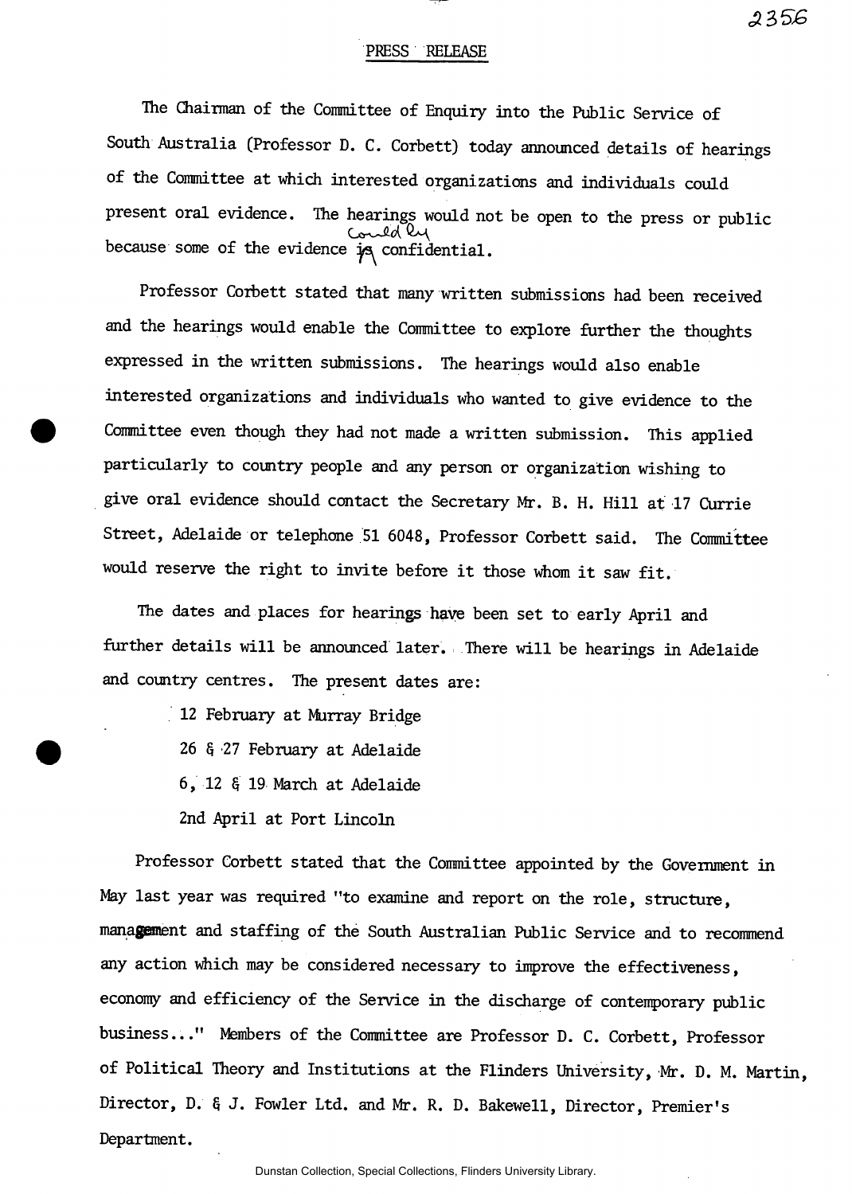## PRESS RELEASE

The Chairman of the Committee of Enquiry into the Public Service of South Australia (Professor D. C. Corbett) today announced details of hearings of the Committee at which interested organizations and individuals could present oral evidence. The hearings would not be open to the press or public because some of the evidence could be confidential.

Professor Corbett stated that many written submissions had been received and the hearings would enable the Committee to explore further the thoughts expressed in the written submissions. The hearings would also enable interested organizations and individuals who wanted to give evidence to the Committee even though they had not made a written submission. This applied particularly to country people and any person or organization wishing to give oral evidence should contact the Secretary Mr. B. H. Hill at 17 Currie Street, Adelaide or telephone 51 6048, Professor Corbett said. The Committee would reserve the right to invite before it those whom it saw fit.

The dates and places for hearings have been set to early April and further details will be announced later. There will be hearings in Adelaide and country centres. The present dates are:

12 February at Murray Bridge

26 & 27 February at Adelaide

6, 12 & 19 March at Adelaide

2nd April at Port Lincoln

Professor Corbett stated that the Committee appointed by the Government in May last year was required "to examine and report on the role, structure, management and staffing of the South Australian Public Service and to recommend any action which may be considered necessary to improve the effectiveness, economy and efficiency of the Service in the discharge of contemporary public business..." Members of the Committee are Professor D. C. Corbett, Professor of Political Theory and Institutions at the Flinders University, Mr. D. M. Martin, Director, D. & J. Fowler Ltd. and Mr. R. D. Bakewell, Director, Premier's Department.

Dunstan Collection, Special Collections, Flinders University Library.